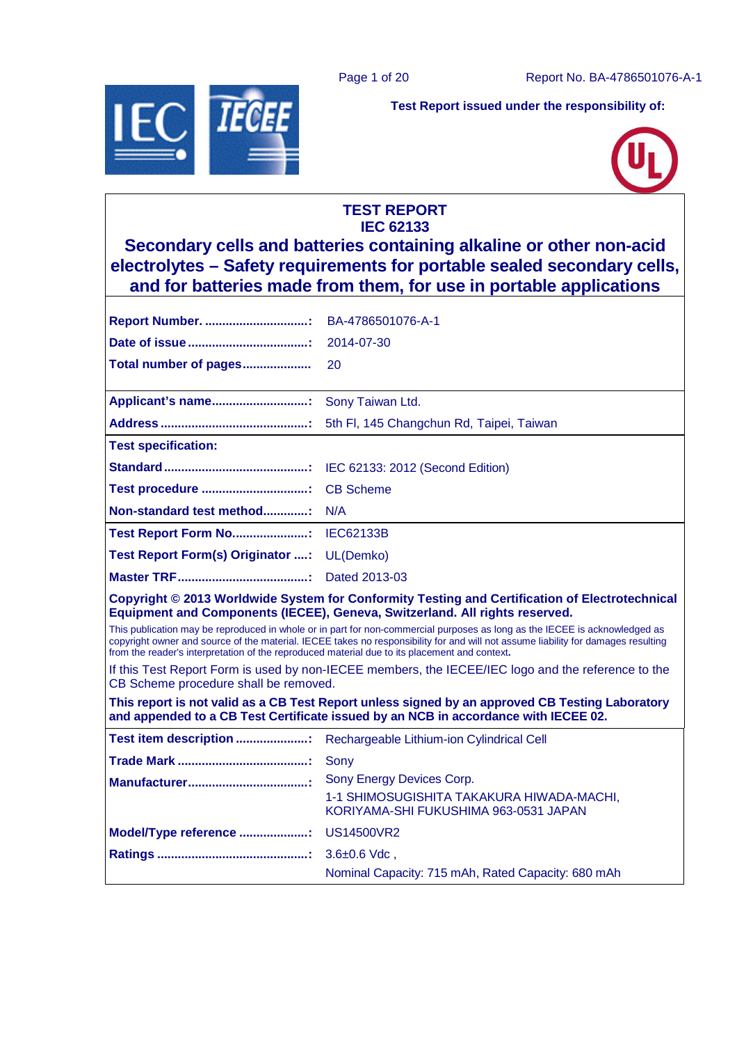Test Report issued under the responsibility of:

# TEST REPORT
# IEC 62133
## Secondary cells and batteries containing alkaline or other non-acid electrolytes – Safety requirements for portable sealed secondary cells, and for batteries made from them, for use in portable applications

| | |
|---|---|
| **Report Number.** ...............................: | BA-4786501076-A-1 |
| **Date of issue** ...................................: | 2014-07-30 |
| **Total number of pages**.................... | 20 |
| **Applicant's name**............................: | Sony Taiwan Ltd. |
| **Address** ...........................................: | 5th Fl, 145 Changchun Rd, Taipei, Taiwan |
| **Test specification:** | |
| **Standard** ..........................................: | IEC 62133: 2012 (Second Edition) |
| **Test procedure** ...............................: | CB Scheme |
| **Non-standard test method**.............: | N/A |
| **Test Report Form No.**......................: | IEC62133B |
| **Test Report Form(s) Originator** ....: | UL(Demko) |
| **Master TRF**......................................: | Dated 2013-03 |

**Copyright © 2013 Worldwide System for Conformity Testing and Certification of Electrotechnical Equipment and Components (IECEE), Geneva, Switzerland. All rights reserved.**

This publication may be reproduced in whole or in part for non-commercial purposes as long as the IECEE is acknowledged as copyright owner and source of the material. IECEE takes no responsibility for and will not assume liability for damages resulting from the reader's interpretation of the reproduced material due to its placement and context.

If this Test Report Form is used by non-IECEE members, the IECEE/IEC logo and the reference to the CB Scheme procedure shall be removed.

**This report is not valid as a CB Test Report unless signed by an approved CB Testing Laboratory and appended to a CB Test Certificate issued by an NCB in accordance with IECEE 02.**

| | |
|---|---|
| **Test item description** .....................: | Rechargeable Lithium-ion Cylindrical Cell |
| **Trade Mark** ......................................: | Sony |
| **Manufacturer**...................................: | Sony Energy Devices Corp.<br>1-1 SHIMOSUGISHITA TAKAKURA HIWADA-MACHI, KORIYAMA-SHI FUKUSHIMA 963-0531 JAPAN |
| **Model/Type reference** ....................: | US14500VR2 |
| **Ratings** ............................................: | 3.6±0.6 Vdc ,<br>Nominal Capacity: 715 mAh, Rated Capacity: 680 mAh |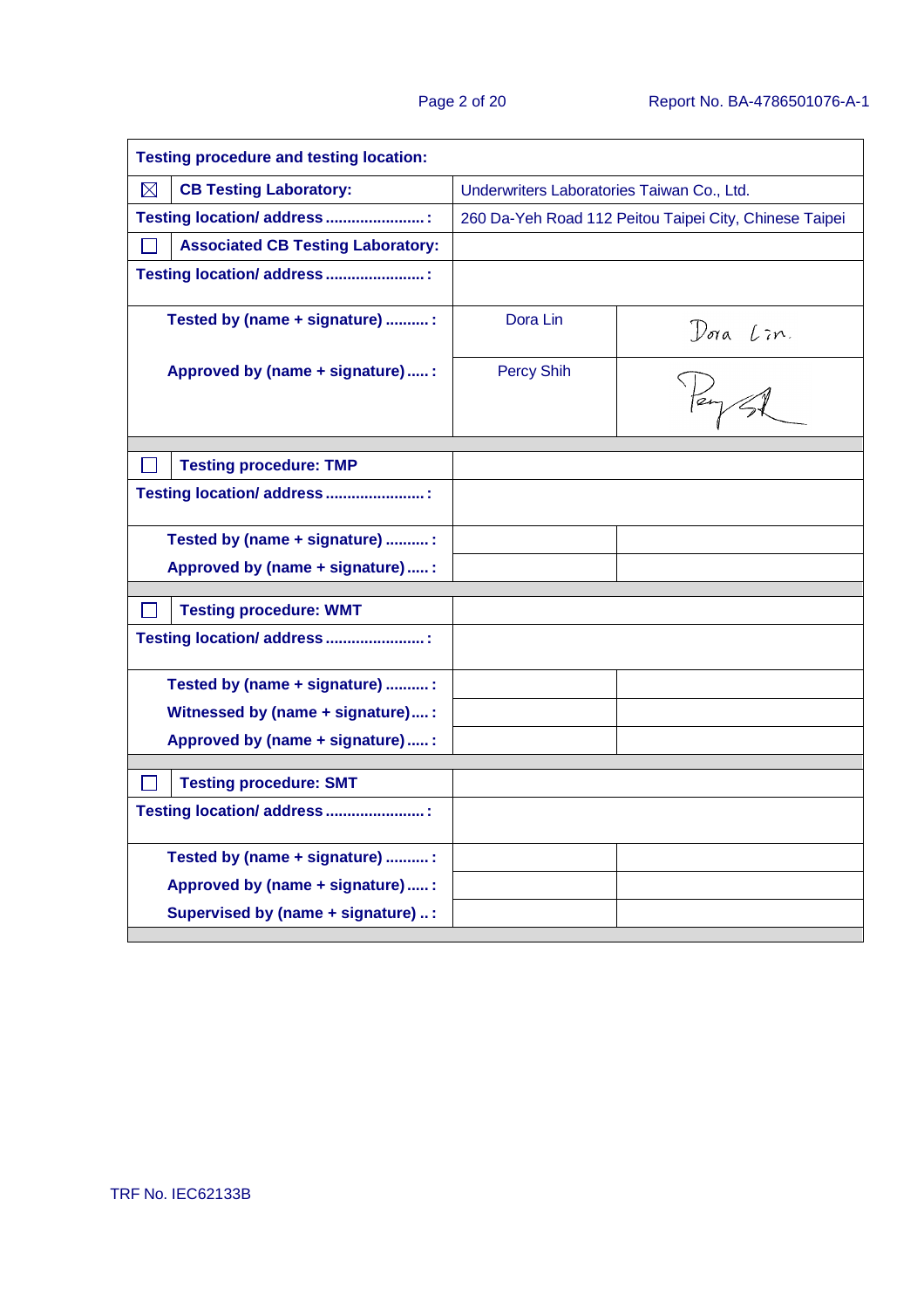| Testing procedure and testing location: | | |
|---|---|---|
| ☒ CB Testing Laboratory: | Underwriters Laboratories Taiwan Co., Ltd. | |
| Testing location/ address ....................... : | 260 Da-Yeh Road 112 Peitou Taipei City, Chinese Taipei | |
| ☐ Associated CB Testing Laboratory: | | |
| Testing location/ address ....................... : | | |
| Tested by (name + signature) .......... : | Dora Lin | Dora Lin. |
| Approved by (name + signature) ..... : | Percy Shih | Percy Shih |
| ☐ Testing procedure: TMP | | |
| Testing location/ address ....................... : | | |
| Tested by (name + signature) .......... : | | |
| Approved by (name + signature) ..... : | | |
| ☐ Testing procedure: WMT | | |
| Testing location/ address ....................... : | | |
| Tested by (name + signature) .......... : | | |
| Witnessed by (name + signature) .... : | | |
| Approved by (name + signature) ..... : | | |
| ☐ Testing procedure: SMT | | |
| Testing location/ address ....................... : | | |
| Tested by (name + signature) .......... : | | |
| Approved by (name + signature) ..... : | | |
| Supervised by (name + signature) .. : | | |

TRF No. IEC62133B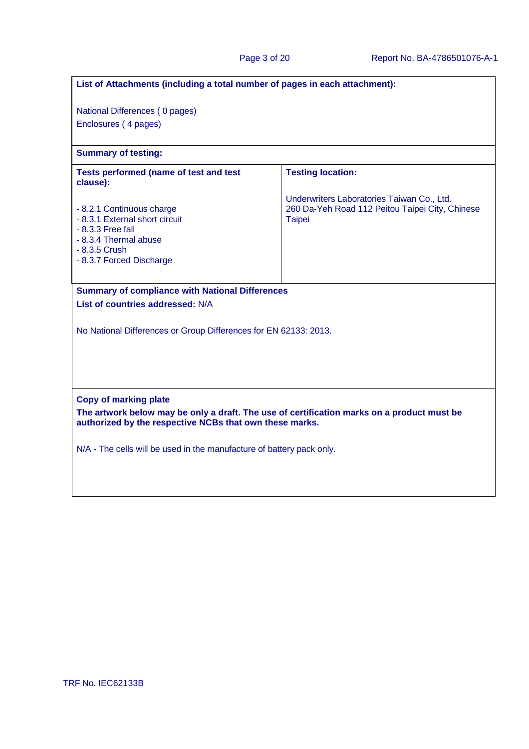**List of Attachments (including a total number of pages in each attachment):**

National Differences ( 0 pages)

Enclosures ( 4 pages)

**Summary of testing:**

| **Tests performed (name of test and test clause):** | **Testing location:** |
|---|---|
| - 8.2.1 Continuous charge<br>- 8.3.1 External short circuit<br>- 8.3.3 Free fall<br>- 8.3.4 Thermal abuse<br>- 8.3.5 Crush<br>- 8.3.7 Forced Discharge | Underwriters Laboratories Taiwan Co., Ltd.<br>260 Da-Yeh Road 112 Peitou Taipei City, Chinese Taipei |

**Summary of compliance with National Differences**

**List of countries addressed:** N/A

No National Differences or Group Differences for EN 62133: 2013.

**Copy of marking plate**

**The artwork below may be only a draft. The use of certification marks on a product must be authorized by the respective NCBs that own these marks.**

N/A - The cells will be used in the manufacture of battery pack only.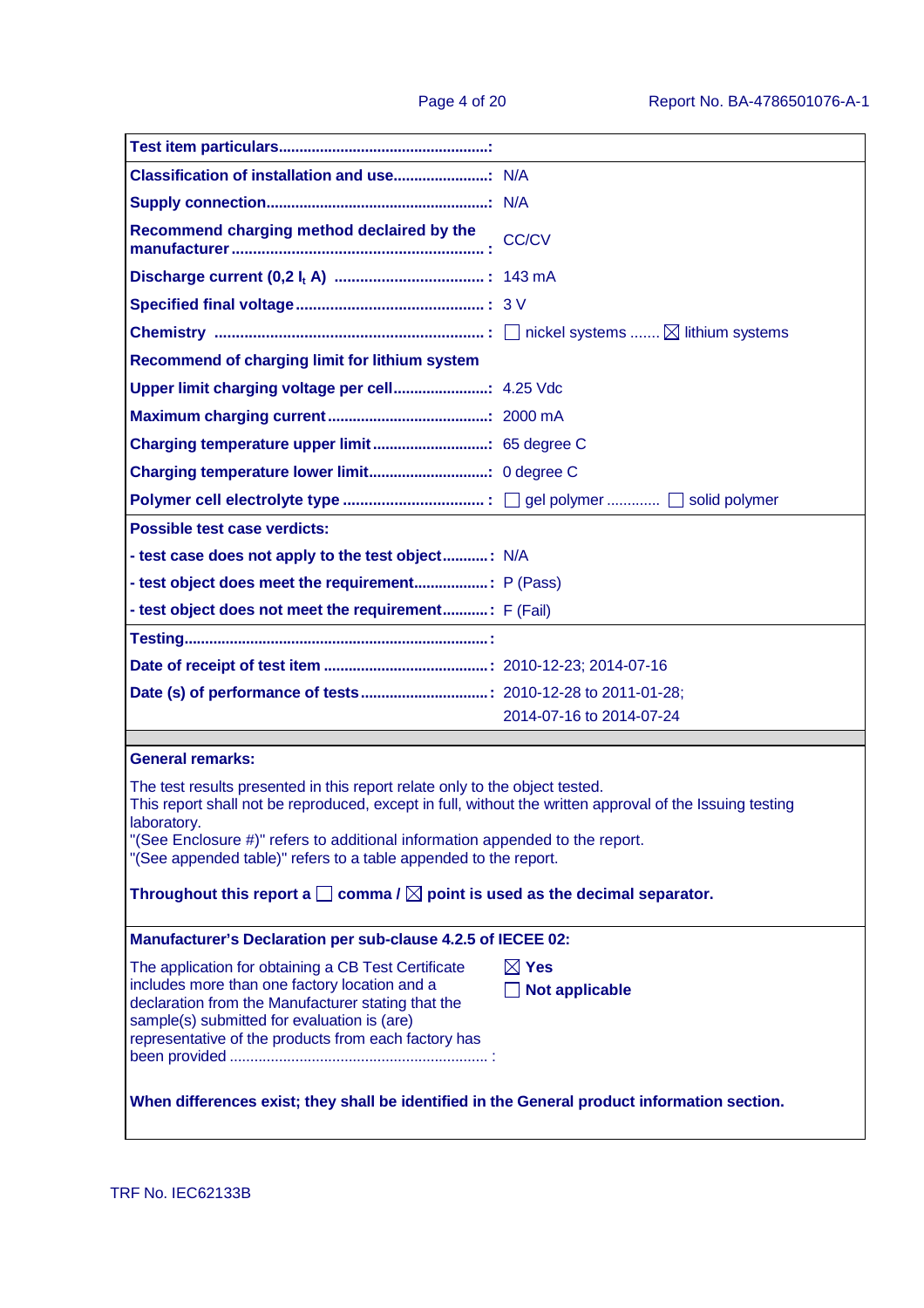| Test item particulars: | |
|---|---|
| Classification of installation and use: | N/A |
| Supply connection: | N/A |
| Recommend charging method declaired by the manufacturer: | CC/CV |
| Discharge current (0,2 $I_t$ A): | 143 mA |
| Specified final voltage: | 3 V |
| Chemistry: | ☐ nickel systems ....... ☒ lithium systems |
| **Recommend of charging limit for lithium system** | |
| Upper limit charging voltage per cell: | 4.25 Vdc |
| Maximum charging current: | 2000 mA |
| Charging temperature upper limit: | 65 degree C |
| Charging temperature lower limit: | 0 degree C |
| Polymer cell electrolyte type: | ☐ gel polymer ............ ☐ solid polymer |
| **Possible test case verdicts:** | |
| - test case does not apply to the test object: | N/A |
| - test object does meet the requirement: | P (Pass) |
| - test object does not meet the requirement: | F (Fail) |
| Testing: | |
| Date of receipt of test item: | 2010-12-23; 2014-07-16 |
| Date (s) of performance of tests: | 2010-12-28 to 2011-01-28; 2014-07-16 to 2014-07-24 |

**General remarks:**

The test results presented in this report relate only to the object tested.
This report shall not be reproduced, except in full, without the written approval of the Issuing testing laboratory.
"(See Enclosure #)" refers to additional information appended to the report.
"(See appended table)" refers to a table appended to the report.

**Throughout this report a ☐ comma / ☒ point is used as the decimal separator.**

**Manufacturer's Declaration per sub-clause 4.2.5 of IECEE 02:**

| | |
|---|---|
| The application for obtaining a CB Test Certificate includes more than one factory location and a declaration from the Manufacturer stating that the sample(s) submitted for evaluation is (are) representative of the products from each factory has been provided: | ☒ **Yes**<br>☐ **Not applicable** |

**When differences exist; they shall be identified in the General product information section.**

TRF No. IEC62133B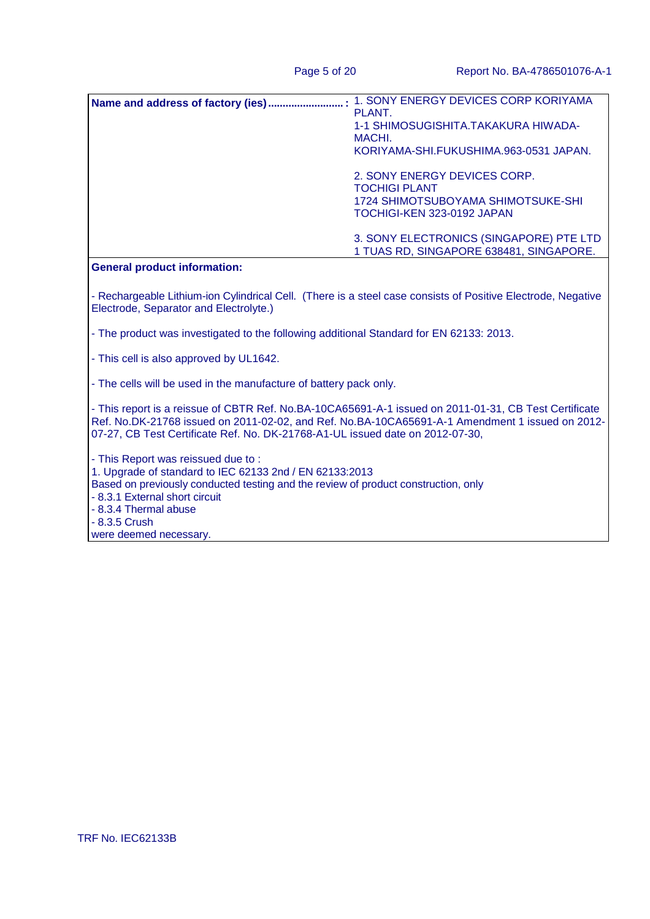| Name and address of factory (ies) ......................... : | 1. SONY ENERGY DEVICES CORP KORIYAMA PLANT.<br>1-1 SHIMOSUGISHITA.TAKAKURA HIWADA-MACHI.<br>KORIYAMA-SHI.FUKUSHIMA.963-0531 JAPAN.<br><br>2. SONY ENERGY DEVICES CORP.<br>TOCHIGI PLANT<br>1724 SHIMOTSUBOYAMA SHIMOTSUKE-SHI<br>TOCHIGI-KEN 323-0192 JAPAN<br><br>3. SONY ELECTRONICS (SINGAPORE) PTE LTD<br>1 TUAS RD, SINGAPORE 638481, SINGAPORE. |
|---|---|

**General product information:**

- Rechargeable Lithium-ion Cylindrical Cell. (There is a steel case consists of Positive Electrode, Negative Electrode, Separator and Electrolyte.)

- The product was investigated to the following additional Standard for EN 62133: 2013.

- This cell is also approved by UL1642.

- The cells will be used in the manufacture of battery pack only.

- This report is a reissue of CBTR Ref. No.BA-10CA65691-A-1 issued on 2011-01-31, CB Test Certificate Ref. No.DK-21768 issued on 2011-02-02, and Ref. No.BA-10CA65691-A-1 Amendment 1 issued on 2012-07-27, CB Test Certificate Ref. No. DK-21768-A1-UL issued date on 2012-07-30,

- This Report was reissued due to :

1. Upgrade of standard to IEC 62133 2nd / EN 62133:2013

Based on previously conducted testing and the review of product construction, only

- 8.3.1 External short circuit
- 8.3.4 Thermal abuse
- 8.3.5 Crush

were deemed necessary.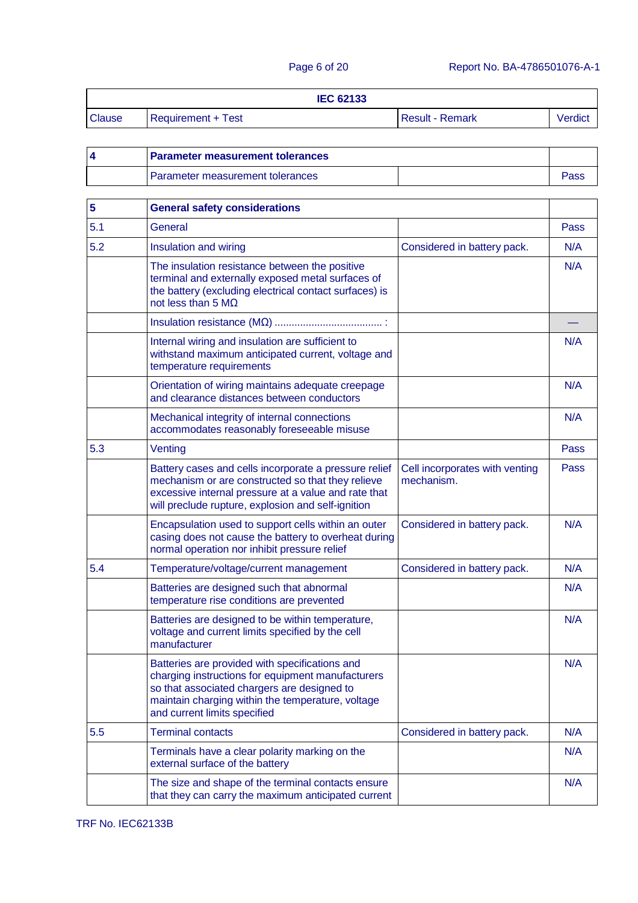| IEC 62133 | | | |
|---|---|---|---|
| Clause | Requirement + Test | Result - Remark | Verdict |

| 4 | **Parameter measurement tolerances** | | |
|---|---|---|---|
| | Parameter measurement tolerances | | Pass |

| 5 | **General safety considerations** | | |
|---|---|---|---|
| 5.1 | General | | Pass |
| 5.2 | Insulation and wiring | Considered in battery pack. | N/A |
| | The insulation resistance between the positive terminal and externally exposed metal surfaces of the battery (excluding electrical contact surfaces) is not less than 5 MΩ | | N/A |
| | Insulation resistance (MΩ) ..................................... : | | — |
| | Internal wiring and insulation are sufficient to withstand maximum anticipated current, voltage and temperature requirements | | N/A |
| | Orientation of wiring maintains adequate creepage and clearance distances between conductors | | N/A |
| | Mechanical integrity of internal connections accommodates reasonably foreseeable misuse | | N/A |
| 5.3 | Venting | | Pass |
| | Battery cases and cells incorporate a pressure relief mechanism or are constructed so that they relieve excessive internal pressure at a value and rate that will preclude rupture, explosion and self-ignition | Cell incorporates with venting mechanism. | Pass |
| | Encapsulation used to support cells within an outer casing does not cause the battery to overheat during normal operation nor inhibit pressure relief | Considered in battery pack. | N/A |
| 5.4 | Temperature/voltage/current management | Considered in battery pack. | N/A |
| | Batteries are designed such that abnormal temperature rise conditions are prevented | | N/A |
| | Batteries are designed to be within temperature, voltage and current limits specified by the cell manufacturer | | N/A |
| | Batteries are provided with specifications and charging instructions for equipment manufacturers so that associated chargers are designed to maintain charging within the temperature, voltage and current limits specified | | N/A |
| 5.5 | Terminal contacts | Considered in battery pack. | N/A |
| | Terminals have a clear polarity marking on the external surface of the battery | | N/A |
| | The size and shape of the terminal contacts ensure that they can carry the maximum anticipated current | | N/A |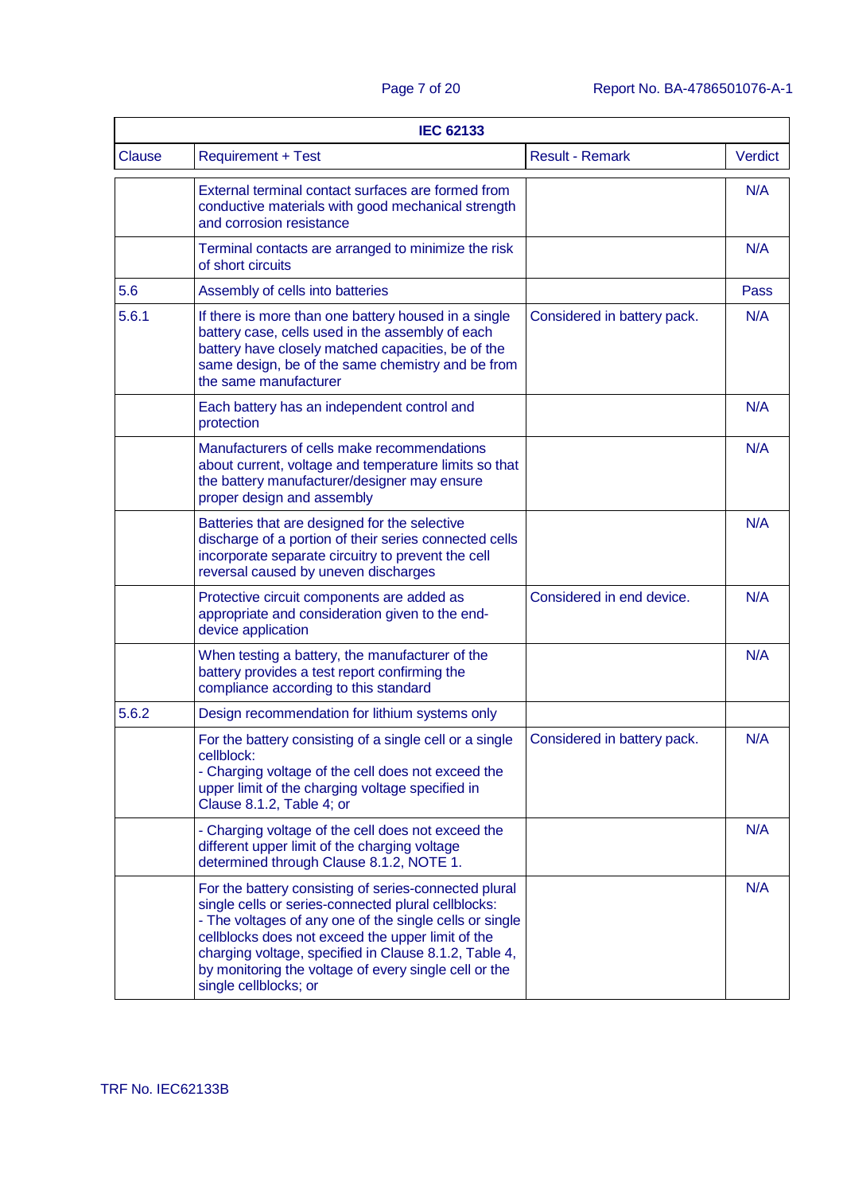| IEC 62133 | | | |
|---|---|---|---|
| Clause | Requirement + Test | Result - Remark | Verdict |
| | External terminal contact surfaces are formed from conductive materials with good mechanical strength and corrosion resistance | | N/A |
| | Terminal contacts are arranged to minimize the risk of short circuits | | N/A |
| 5.6 | Assembly of cells into batteries | | Pass |
| 5.6.1 | If there is more than one battery housed in a single battery case, cells used in the assembly of each battery have closely matched capacities, be of the same design, be of the same chemistry and be from the same manufacturer | Considered in battery pack. | N/A |
| | Each battery has an independent control and protection | | N/A |
| | Manufacturers of cells make recommendations about current, voltage and temperature limits so that the battery manufacturer/designer may ensure proper design and assembly | | N/A |
| | Batteries that are designed for the selective discharge of a portion of their series connected cells incorporate separate circuitry to prevent the cell reversal caused by uneven discharges | | N/A |
| | Protective circuit components are added as appropriate and consideration given to the end-device application | Considered in end device. | N/A |
| | When testing a battery, the manufacturer of the battery provides a test report confirming the compliance according to this standard | | N/A |
| 5.6.2 | Design recommendation for lithium systems only | | |
| | For the battery consisting of a single cell or a single cellblock:<br>- Charging voltage of the cell does not exceed the upper limit of the charging voltage specified in Clause 8.1.2, Table 4; or | Considered in battery pack. | N/A |
| | - Charging voltage of the cell does not exceed the different upper limit of the charging voltage determined through Clause 8.1.2, NOTE 1. | | N/A |
| | For the battery consisting of series-connected plural single cells or series-connected plural cellblocks:<br>- The voltages of any one of the single cells or single cellblocks does not exceed the upper limit of the charging voltage, specified in Clause 8.1.2, Table 4, by monitoring the voltage of every single cell or the single cellblocks; or | | N/A |

TRF No. IEC62133B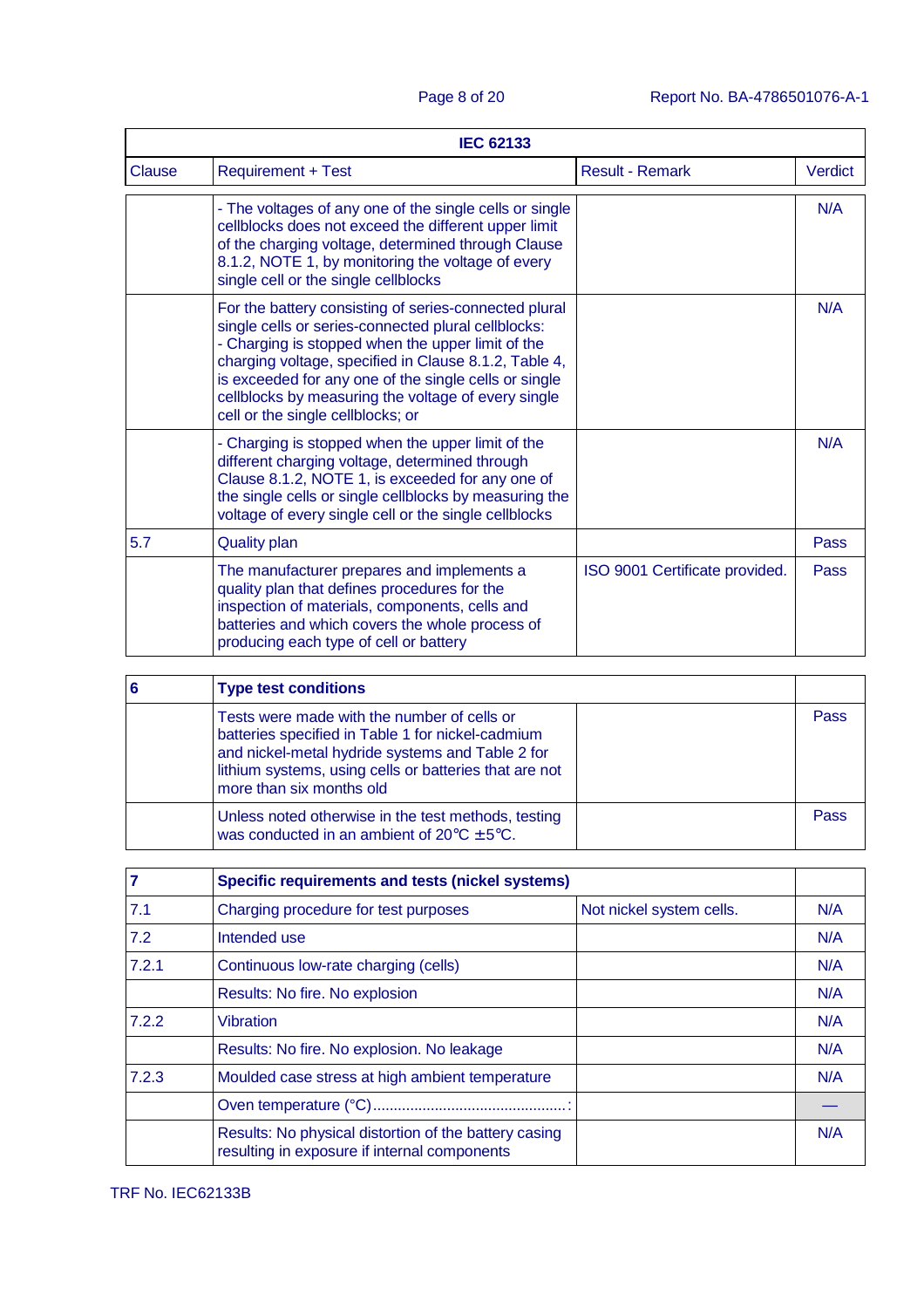| IEC 62133 | | | |
|---|---|---|---|
| Clause | Requirement + Test | Result - Remark | Verdict |
| | - The voltages of any one of the single cells or single cellblocks does not exceed the different upper limit of the charging voltage, determined through Clause 8.1.2, NOTE 1, by monitoring the voltage of every single cell or the single cellblocks | | N/A |
| | For the battery consisting of series-connected plural single cells or series-connected plural cellblocks:<br>- Charging is stopped when the upper limit of the charging voltage, specified in Clause 8.1.2, Table 4, is exceeded for any one of the single cells or single cellblocks by measuring the voltage of every single cell or the single cellblocks; or | | N/A |
| | - Charging is stopped when the upper limit of the different charging voltage, determined through Clause 8.1.2, NOTE 1, is exceeded for any one of the single cells or single cellblocks by measuring the voltage of every single cell or the single cellblocks | | N/A |
| 5.7 | Quality plan | | Pass |
| | The manufacturer prepares and implements a quality plan that defines procedures for the inspection of materials, components, cells and batteries and which covers the whole process of producing each type of cell or battery | ISO 9001 Certificate provided. | Pass |

| 6 | **Type test conditions** | | |
|---|---|---|---|
| | Tests were made with the number of cells or batteries specified in Table 1 for nickel-cadmium and nickel-metal hydride systems and Table 2 for lithium systems, using cells or batteries that are not more than six months old | | Pass |
| | Unless noted otherwise in the test methods, testing was conducted in an ambient of 20℃ ±5℃. | | Pass |

| 7 | **Specific requirements and tests (nickel systems)** | | |
|---|---|---|---|
| 7.1 | Charging procedure for test purposes | Not nickel system cells. | N/A |
| 7.2 | Intended use | | N/A |
| 7.2.1 | Continuous low-rate charging (cells) | | N/A |
| | Results: No fire. No explosion | | N/A |
| 7.2.2 | Vibration | | N/A |
| | Results: No fire. No explosion. No leakage | | N/A |
| 7.2.3 | Moulded case stress at high ambient temperature | | N/A |
| | Oven temperature (°C)..............................................: | | — |
| | Results: No physical distortion of the battery casing resulting in exposure if internal components | | N/A |

TRF No. IEC62133B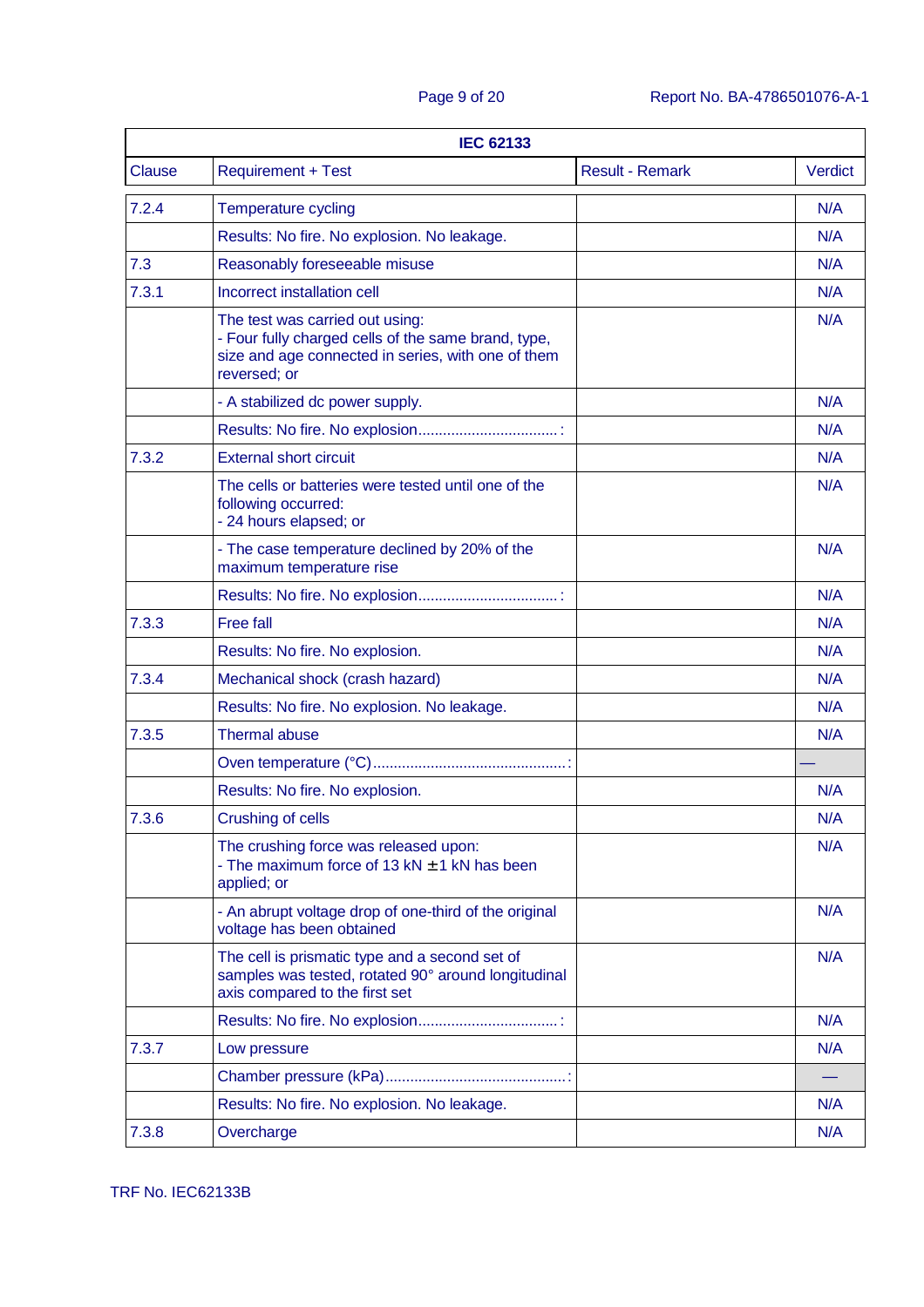| IEC 62133 | | | |
|---|---|---|---|
| Clause | Requirement + Test | Result - Remark | Verdict |
| 7.2.4 | Temperature cycling | | N/A |
| | Results: No fire. No explosion. No leakage. | | N/A |
| 7.3 | Reasonably foreseeable misuse | | N/A |
| 7.3.1 | Incorrect installation cell | | N/A |
| | The test was carried out using:<br>- Four fully charged cells of the same brand, type, size and age connected in series, with one of them reversed; or | | N/A |
| | - A stabilized dc power supply. | | N/A |
| | Results: No fire. No explosion..................................: | | N/A |
| 7.3.2 | External short circuit | | N/A |
| | The cells or batteries were tested until one of the following occurred:<br>- 24 hours elapsed; or | | N/A |
| | - The case temperature declined by 20% of the maximum temperature rise | | N/A |
| | Results: No fire. No explosion..................................: | | N/A |
| 7.3.3 | Free fall | | N/A |
| | Results: No fire. No explosion. | | N/A |
| 7.3.4 | Mechanical shock (crash hazard) | | N/A |
| | Results: No fire. No explosion. No leakage. | | N/A |
| 7.3.5 | Thermal abuse | | N/A |
| | Oven temperature (°C)...............................................: | | — |
| | Results: No fire. No explosion. | | N/A |
| 7.3.6 | Crushing of cells | | N/A |
| | The crushing force was released upon:<br>- The maximum force of 13 kN ± 1 kN has been applied; or | | N/A |
| | - An abrupt voltage drop of one-third of the original voltage has been obtained | | N/A |
| | The cell is prismatic type and a second set of samples was tested, rotated 90° around longitudinal axis compared to the first set | | N/A |
| | Results: No fire. No explosion..................................: | | N/A |
| 7.3.7 | Low pressure | | N/A |
| | Chamber pressure (kPa)............................................: | | — |
| | Results: No fire. No explosion. No leakage. | | N/A |
| 7.3.8 | Overcharge | | N/A |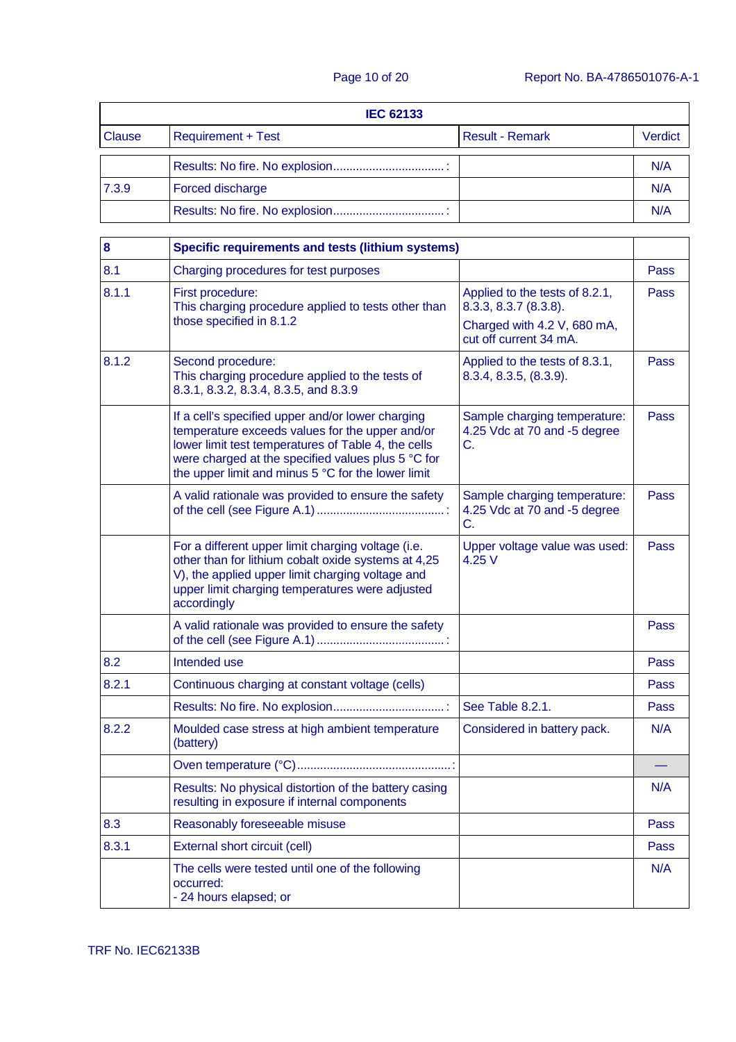| IEC 62133 | | | |
|---|---|---|---|
| Clause | Requirement + Test | Result - Remark | Verdict |
| | Results: No fire. No explosion..................................: | | N/A |
| 7.3.9 | Forced discharge | | N/A |
| | Results: No fire. No explosion..................................: | | N/A |

| 8 | **Specific requirements and tests (lithium systems)** | | |
|---|---|---|---|
| 8.1 | Charging procedures for test purposes | | Pass |
| 8.1.1 | First procedure:<br>This charging procedure applied to tests other than those specified in 8.1.2 | Applied to the tests of 8.2.1, 8.3.3, 8.3.7 (8.3.8).<br>Charged with 4.2 V, 680 mA, cut off current 34 mA. | Pass |
| 8.1.2 | Second procedure:<br>This charging procedure applied to the tests of 8.3.1, 8.3.2, 8.3.4, 8.3.5, and 8.3.9 | Applied to the tests of 8.3.1, 8.3.4, 8.3.5, (8.3.9). | Pass |
| | If a cell's specified upper and/or lower charging temperature exceeds values for the upper and/or lower limit test temperatures of Table 4, the cells were charged at the specified values plus 5 °C for the upper limit and minus 5 °C for the lower limit | Sample charging temperature: 4.25 Vdc at 70 and -5 degree C. | Pass |
| | A valid rationale was provided to ensure the safety of the cell (see Figure A.1) .......................................: | Sample charging temperature: 4.25 Vdc at 70 and -5 degree C. | Pass |
| | For a different upper limit charging voltage (i.e. other than for lithium cobalt oxide systems at 4,25 V), the applied upper limit charging voltage and upper limit charging temperatures were adjusted accordingly | Upper voltage value was used: 4.25 V | Pass |
| | A valid rationale was provided to ensure the safety of the cell (see Figure A.1) .......................................: | | Pass |
| 8.2 | Intended use | | Pass |
| 8.2.1 | Continuous charging at constant voltage (cells) | | Pass |
| | Results: No fire. No explosion..................................: | See Table 8.2.1. | Pass |
| 8.2.2 | Moulded case stress at high ambient temperature (battery) | Considered in battery pack. | N/A |
| | Oven temperature (°C)...............................................: | | — |
| | Results: No physical distortion of the battery casing resulting in exposure if internal components | | N/A |
| 8.3 | Reasonably foreseeable misuse | | Pass |
| 8.3.1 | External short circuit (cell) | | Pass |
| | The cells were tested until one of the following occurred:<br>- 24 hours elapsed; or | | N/A |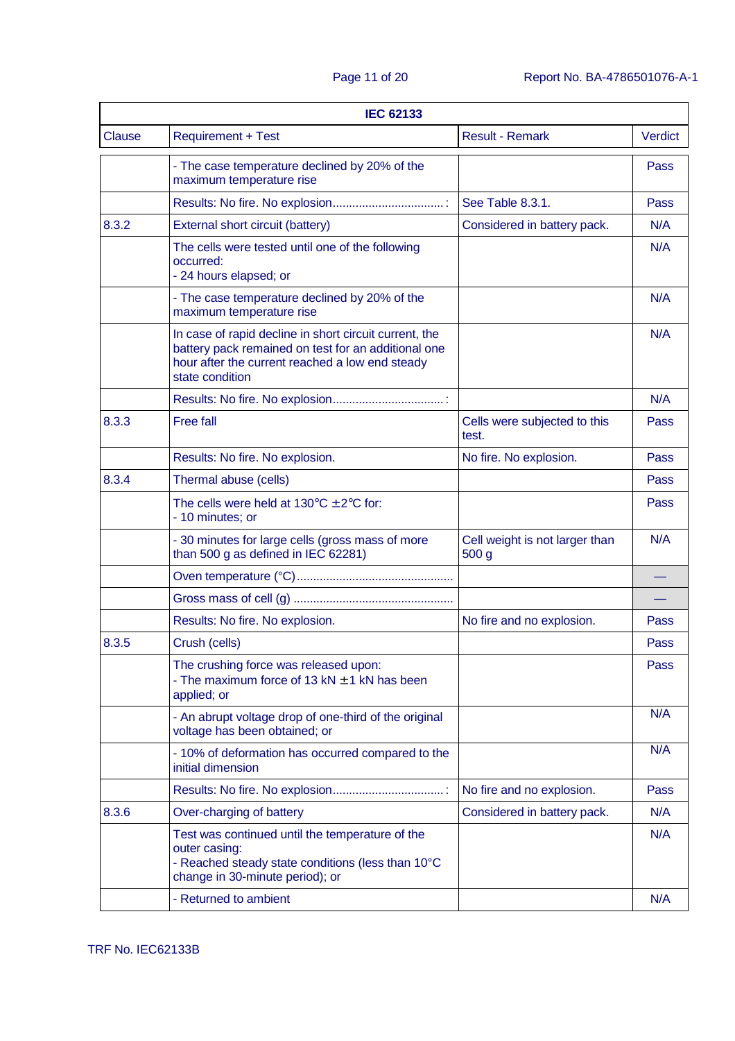| IEC 62133 | | | |
|---|---|---|---|
| Clause | Requirement + Test | Result - Remark | Verdict |
| | - The case temperature declined by 20% of the maximum temperature rise | | Pass |
| | Results: No fire. No explosion.................................: | See Table 8.3.1. | Pass |
| 8.3.2 | External short circuit (battery) | Considered in battery pack. | N/A |
| | The cells were tested until one of the following occurred:<br>- 24 hours elapsed; or | | N/A |
| | - The case temperature declined by 20% of the maximum temperature rise | | N/A |
| | In case of rapid decline in short circuit current, the battery pack remained on test for an additional one hour after the current reached a low end steady state condition | | N/A |
| | Results: No fire. No explosion.................................: | | N/A |
| 8.3.3 | Free fall | Cells were subjected to this test. | Pass |
| | Results: No fire. No explosion. | No fire. No explosion. | Pass |
| 8.3.4 | Thermal abuse (cells) | | Pass |
| | The cells were held at 130°C ±2°C for:<br>- 10 minutes; or | | Pass |
| | - 30 minutes for large cells (gross mass of more than 500 g as defined in IEC 62281) | Cell weight is not larger than 500 g | N/A |
| | Oven temperature (°C)............................................... | | — |
| | Gross mass of cell (g) ............................................... | | — |
| | Results: No fire. No explosion. | No fire and no explosion. | Pass |
| 8.3.5 | Crush (cells) | | Pass |
| | The crushing force was released upon:<br>- The maximum force of 13 kN ±1 kN has been applied; or | | Pass |
| | - An abrupt voltage drop of one-third of the original voltage has been obtained; or | | N/A |
| | - 10% of deformation has occurred compared to the initial dimension | | N/A |
| | Results: No fire. No explosion.................................: | No fire and no explosion. | Pass |
| 8.3.6 | Over-charging of battery | Considered in battery pack. | N/A |
| | Test was continued until the temperature of the outer casing:<br>- Reached steady state conditions (less than 10°C change in 30-minute period); or | | N/A |
| | - Returned to ambient | | N/A |

TRF No. IEC62133B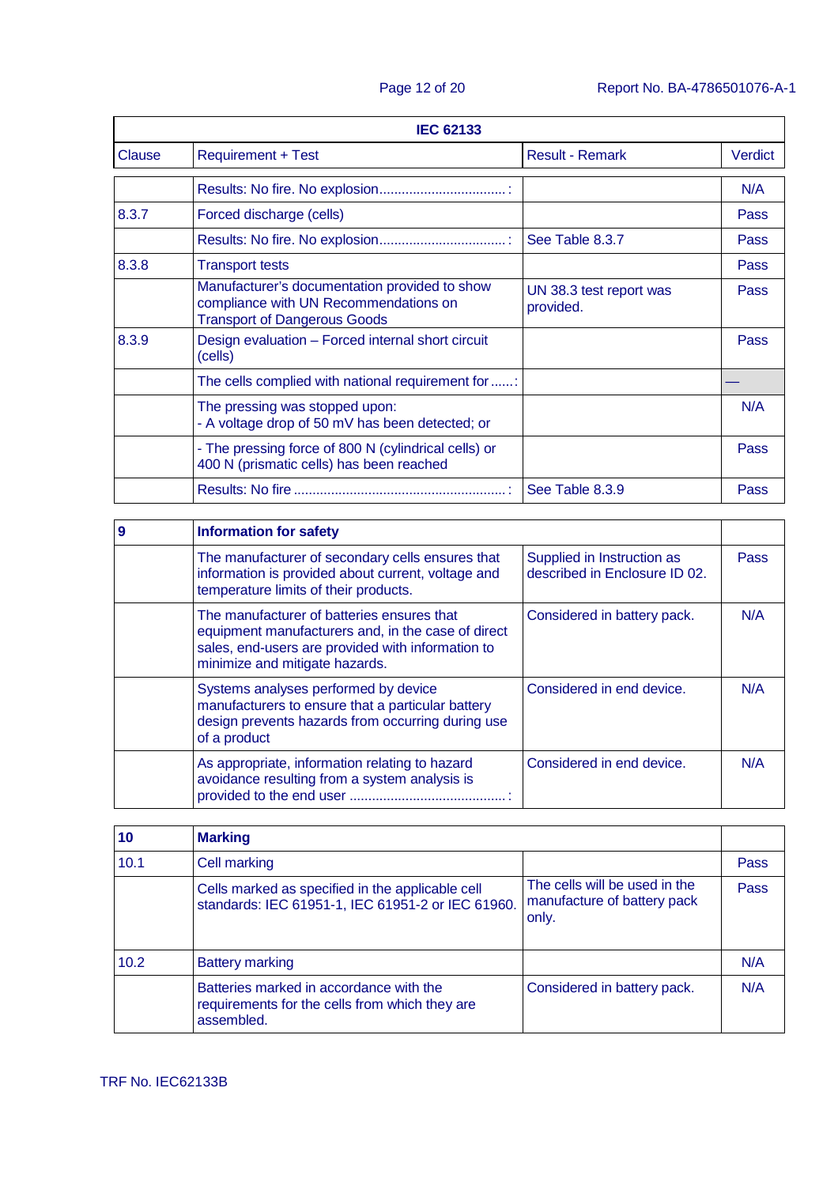| IEC 62133 | | | |
|---|---|---|---|
| Clause | Requirement + Test | Result - Remark | Verdict |
| | Results: No fire. No explosion..................................: | | N/A |
| 8.3.7 | Forced discharge (cells) | | Pass |
| | Results: No fire. No explosion..................................: | See Table 8.3.7 | Pass |
| 8.3.8 | Transport tests | | Pass |
| | Manufacturer's documentation provided to show compliance with UN Recommendations on Transport of Dangerous Goods | UN 38.3 test report was provided. | Pass |
| 8.3.9 | Design evaluation – Forced internal short circuit (cells) | | Pass |
| | The cells complied with national requirement for ......: | | — |
| | The pressing was stopped upon:<br>- A voltage drop of 50 mV has been detected; or | | N/A |
| | - The pressing force of 800 N (cylindrical cells) or 400 N (prismatic cells) has been reached | | Pass |
| | Results: No fire .........................................................: | See Table 8.3.9 | Pass |

| 9 | Information for safety | | |
|---|---|---|---|
| | The manufacturer of secondary cells ensures that information is provided about current, voltage and temperature limits of their products. | Supplied in Instruction as described in Enclosure ID 02. | Pass |
| | The manufacturer of batteries ensures that equipment manufacturers and, in the case of direct sales, end-users are provided with information to minimize and mitigate hazards. | Considered in battery pack. | N/A |
| | Systems analyses performed by device manufacturers to ensure that a particular battery design prevents hazards from occurring during use of a product | Considered in end device. | N/A |
| | As appropriate, information relating to hazard avoidance resulting from a system analysis is provided to the end user .........................................: | Considered in end device. | N/A |

| 10 | Marking | | |
|---|---|---|---|
| 10.1 | Cell marking | | Pass |
| | Cells marked as specified in the applicable cell standards: IEC 61951-1, IEC 61951-2 or IEC 61960. | The cells will be used in the manufacture of battery pack only. | Pass |
| 10.2 | Battery marking | | N/A |
| | Batteries marked in accordance with the requirements for the cells from which they are assembled. | Considered in battery pack. | N/A |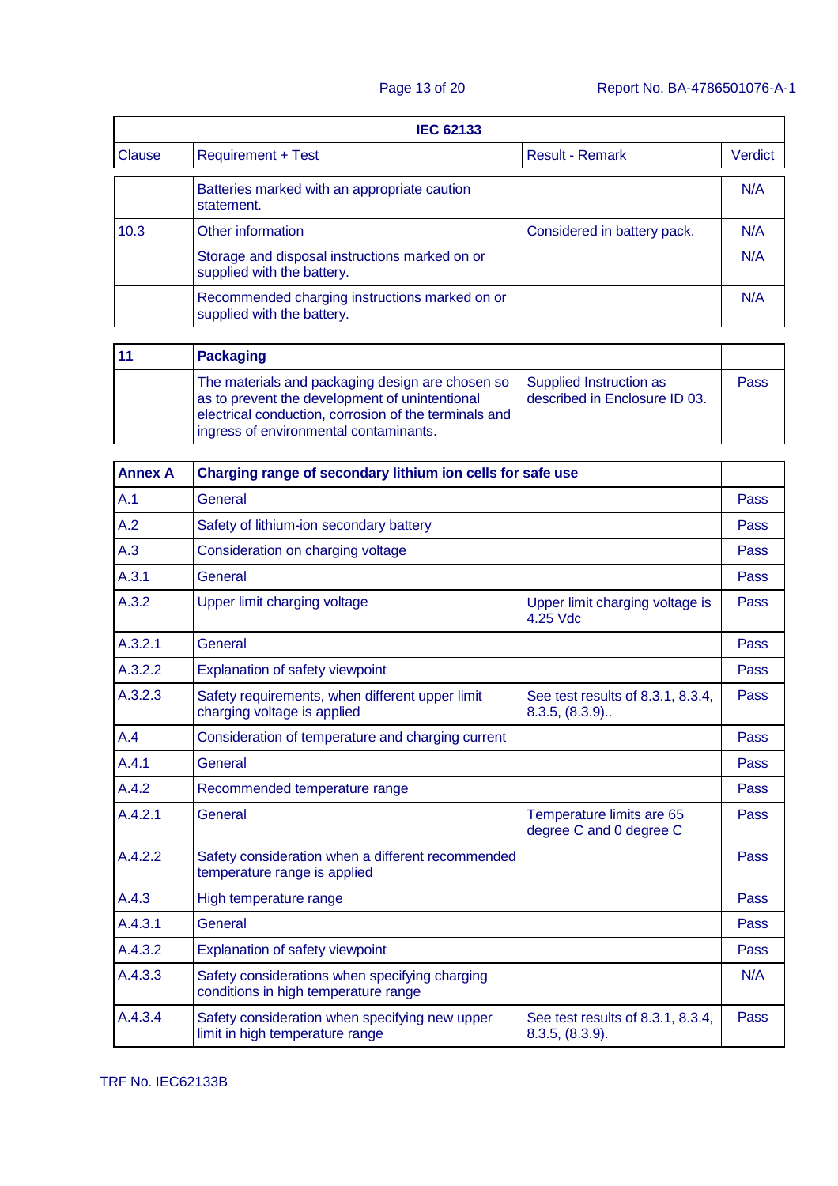| IEC 62133 | | | |
|---|---|---|---|
| Clause | Requirement + Test | Result - Remark | Verdict |
| | Batteries marked with an appropriate caution statement. | | N/A |
| 10.3 | Other information | Considered in battery pack. | N/A |
| | Storage and disposal instructions marked on or supplied with the battery. | | N/A |
| | Recommended charging instructions marked on or supplied with the battery. | | N/A |

| 11 | **Packaging** | | |
|---|---|---|---|
| | The materials and packaging design are chosen so as to prevent the development of unintentional electrical conduction, corrosion of the terminals and ingress of environmental contaminants. | Supplied Instruction as described in Enclosure ID 03. | Pass |

| **Annex A** | **Charging range of secondary lithium ion cells for safe use** | | |
|---|---|---|---|
| A.1 | General | | Pass |
| A.2 | Safety of lithium-ion secondary battery | | Pass |
| A.3 | Consideration on charging voltage | | Pass |
| A.3.1 | General | | Pass |
| A.3.2 | Upper limit charging voltage | Upper limit charging voltage is 4.25 Vdc | Pass |
| A.3.2.1 | General | | Pass |
| A.3.2.2 | Explanation of safety viewpoint | | Pass |
| A.3.2.3 | Safety requirements, when different upper limit charging voltage is applied | See test results of 8.3.1, 8.3.4, 8.3.5, (8.3.9).. | Pass |
| A.4 | Consideration of temperature and charging current | | Pass |
| A.4.1 | General | | Pass |
| A.4.2 | Recommended temperature range | | Pass |
| A.4.2.1 | General | Temperature limits are 65 degree C and 0 degree C | Pass |
| A.4.2.2 | Safety consideration when a different recommended temperature range is applied | | Pass |
| A.4.3 | High temperature range | | Pass |
| A.4.3.1 | General | | Pass |
| A.4.3.2 | Explanation of safety viewpoint | | Pass |
| A.4.3.3 | Safety considerations when specifying charging conditions in high temperature range | | N/A |
| A.4.3.4 | Safety consideration when specifying new upper limit in high temperature range | See test results of 8.3.1, 8.3.4, 8.3.5, (8.3.9). | Pass |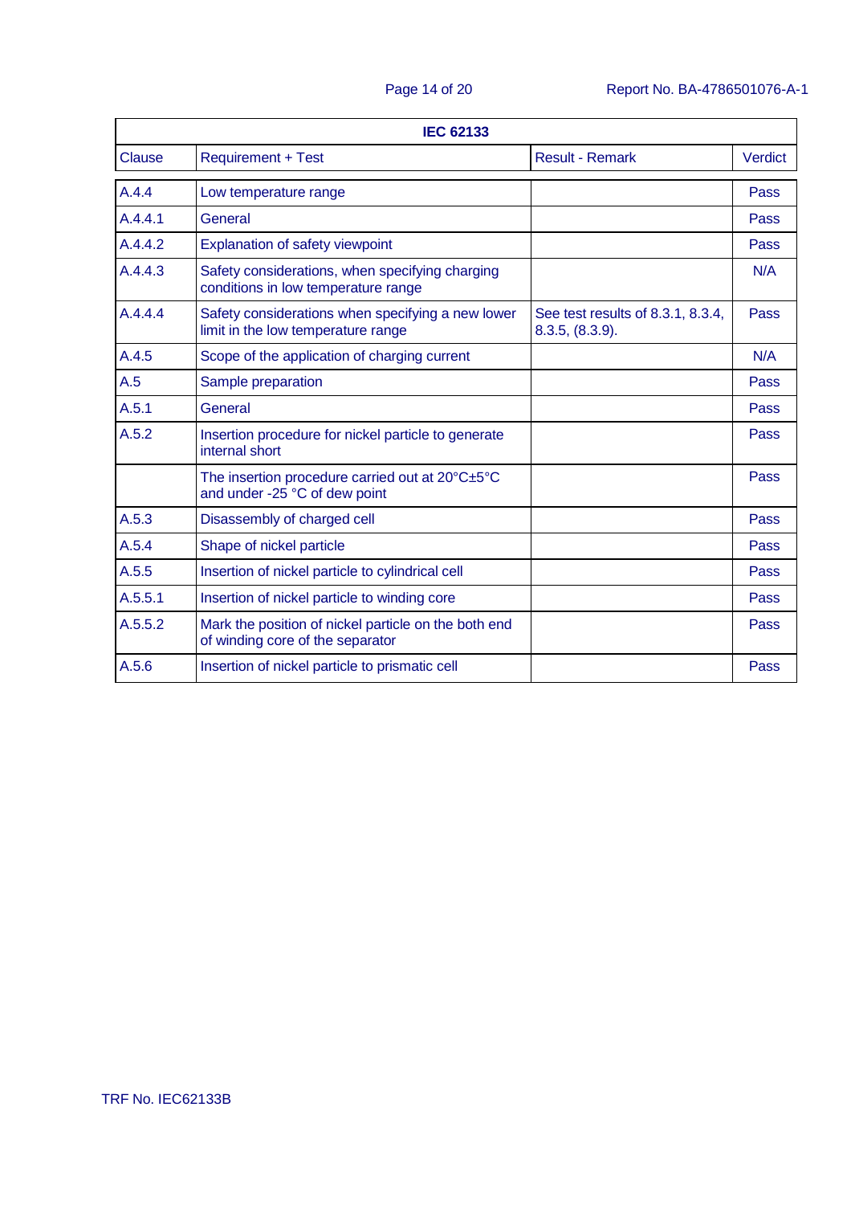| IEC 62133 | | | |
|---|---|---|---|
| Clause | Requirement + Test | Result - Remark | Verdict |
| A.4.4 | Low temperature range | | Pass |
| A.4.4.1 | General | | Pass |
| A.4.4.2 | Explanation of safety viewpoint | | Pass |
| A.4.4.3 | Safety considerations, when specifying charging conditions in low temperature range | | N/A |
| A.4.4.4 | Safety considerations when specifying a new lower limit in the low temperature range | See test results of 8.3.1, 8.3.4, 8.3.5, (8.3.9). | Pass |
| A.4.5 | Scope of the application of charging current | | N/A |
| A.5 | Sample preparation | | Pass |
| A.5.1 | General | | Pass |
| A.5.2 | Insertion procedure for nickel particle to generate internal short | | Pass |
| | The insertion procedure carried out at 20°C±5°C and under -25 °C of dew point | | Pass |
| A.5.3 | Disassembly of charged cell | | Pass |
| A.5.4 | Shape of nickel particle | | Pass |
| A.5.5 | Insertion of nickel particle to cylindrical cell | | Pass |
| A.5.5.1 | Insertion of nickel particle to winding core | | Pass |
| A.5.5.2 | Mark the position of nickel particle on the both end of winding core of the separator | | Pass |
| A.5.6 | Insertion of nickel particle to prismatic cell | | Pass |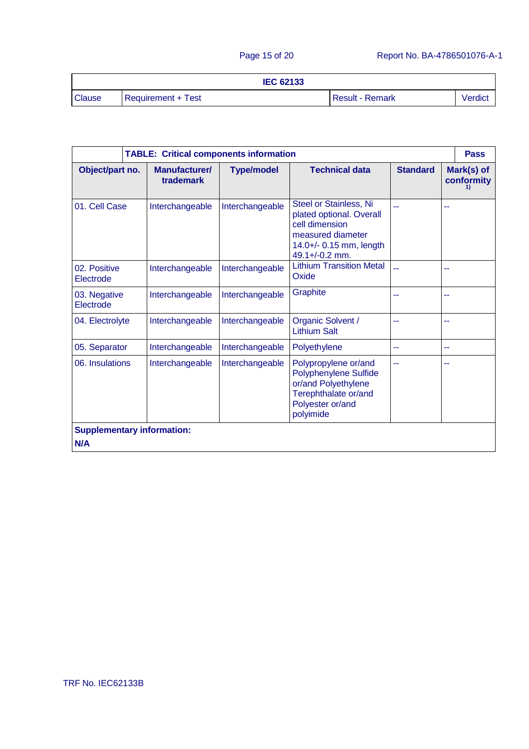| IEC 62133 | | | |
| --- | --- | --- | --- |
| Clause | Requirement + Test | Result - Remark | Verdict |

| TABLE: Critical components information | | | | | Pass |
| --- | --- | --- | --- | --- | --- |
| Object/part no. | Manufacturer/ trademark | Type/model | Technical data | Standard | Mark(s) of conformity [1)] |
| 01. Cell Case | Interchangeable | Interchangeable | Steel or Stainless, Ni plated optional. Overall cell dimension measured diameter 14.0+/- 0.15 mm, length 49.1+/-0.2 mm. | -- | -- |
| 02. Positive Electrode | Interchangeable | Interchangeable | Lithium Transition Metal Oxide | -- | -- |
| 03. Negative Electrode | Interchangeable | Interchangeable | Graphite | -- | -- |
| 04. Electrolyte | Interchangeable | Interchangeable | Organic Solvent / Lithium Salt | -- | -- |
| 05. Separator | Interchangeable | Interchangeable | Polyethylene | -- | -- |
| 06. Insulations | Interchangeable | Interchangeable | Polypropylene or/and Polyphenylene Sulfide or/and Polyethylene Terephthalate or/and Polyester or/and polyimide | -- | -- |

**Supplementary information:**

**N/A**

TRF No. IEC62133B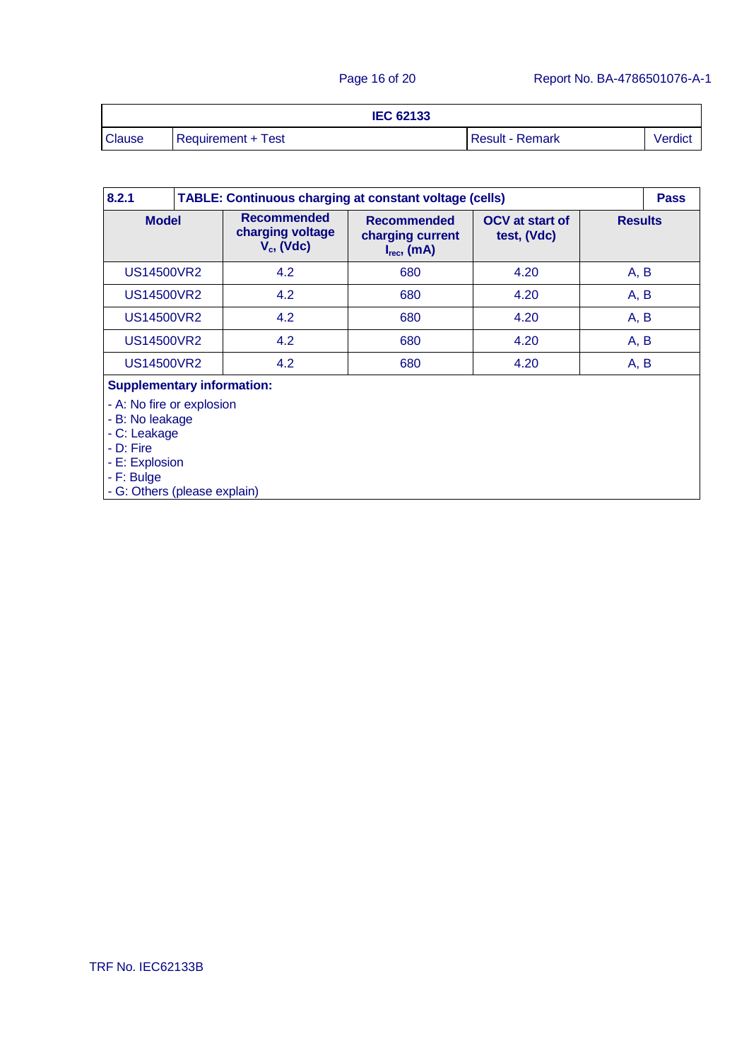| IEC 62133 | | | |
|---|---|---|---|
| Clause | Requirement + Test | Result - Remark | Verdict |

| 8.2.1 | TABLE: Continuous charging at constant voltage (cells) | | | Pass |
|---|---|---|---|---|
| **Model** | **Recommended charging voltage $V_c$, (Vdc)** | **Recommended charging current $I_{rec}$, (mA)** | **OCV at start of test, (Vdc)** | **Results** |
| US14500VR2 | 4.2 | 680 | 4.20 | A, B |
| US14500VR2 | 4.2 | 680 | 4.20 | A, B |
| US14500VR2 | 4.2 | 680 | 4.20 | A, B |
| US14500VR2 | 4.2 | 680 | 4.20 | A, B |
| US14500VR2 | 4.2 | 680 | 4.20 | A, B |

**Supplementary information:**

- A: No fire or explosion
- B: No leakage
- C: Leakage
- D: Fire
- E: Explosion
- F: Bulge
- G: Others (please explain)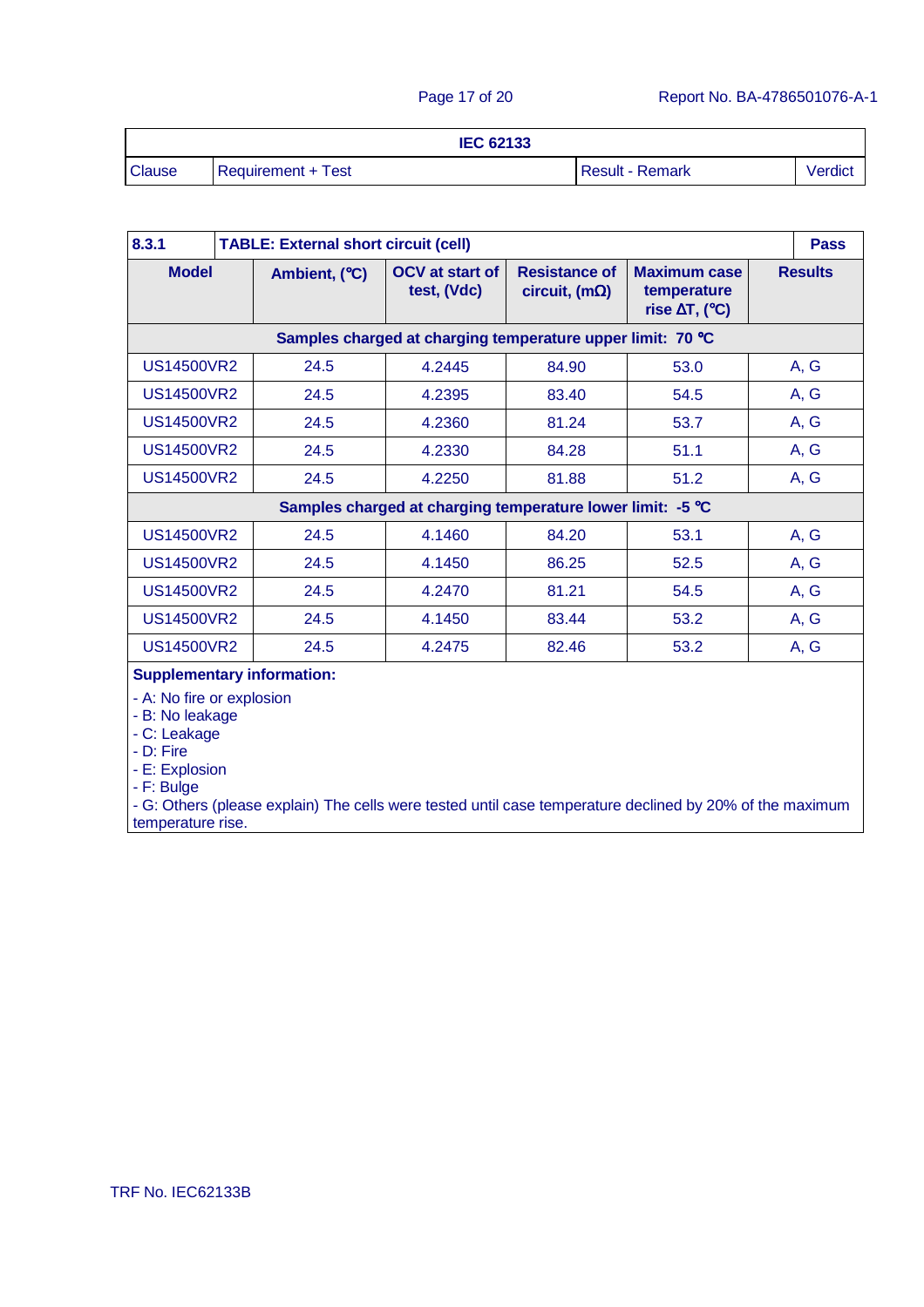| IEC 62133 | | | |
|---|---|---|---|
| Clause | Requirement + Test | Result - Remark | Verdict |

| 8.3.1 | TABLE: External short circuit (cell) | | | | Pass |
|---|---|---|---|---|---|
| **Model** | **Ambient, (°C)** | **OCV at start of test, (Vdc)** | **Resistance of circuit, (mΩ)** | **Maximum case temperature rise ΔT, (°C)** | **Results** |
| **Samples charged at charging temperature upper limit: 70 °C** | | | | | |
| US14500VR2 | 24.5 | 4.2445 | 84.90 | 53.0 | A, G |
| US14500VR2 | 24.5 | 4.2395 | 83.40 | 54.5 | A, G |
| US14500VR2 | 24.5 | 4.2360 | 81.24 | 53.7 | A, G |
| US14500VR2 | 24.5 | 4.2330 | 84.28 | 51.1 | A, G |
| US14500VR2 | 24.5 | 4.2250 | 81.88 | 51.2 | A, G |
| **Samples charged at charging temperature lower limit: -5 °C** | | | | | |
| US14500VR2 | 24.5 | 4.1460 | 84.20 | 53.1 | A, G |
| US14500VR2 | 24.5 | 4.1450 | 86.25 | 52.5 | A, G |
| US14500VR2 | 24.5 | 4.2470 | 81.21 | 54.5 | A, G |
| US14500VR2 | 24.5 | 4.1450 | 83.44 | 53.2 | A, G |
| US14500VR2 | 24.5 | 4.2475 | 82.46 | 53.2 | A, G |

**Supplementary information:**

- A: No fire or explosion
- B: No leakage
- C: Leakage
- D: Fire
- E: Explosion
- F: Bulge
- G: Others (please explain) The cells were tested until case temperature declined by 20% of the maximum temperature rise.

TRF No. IEC62133B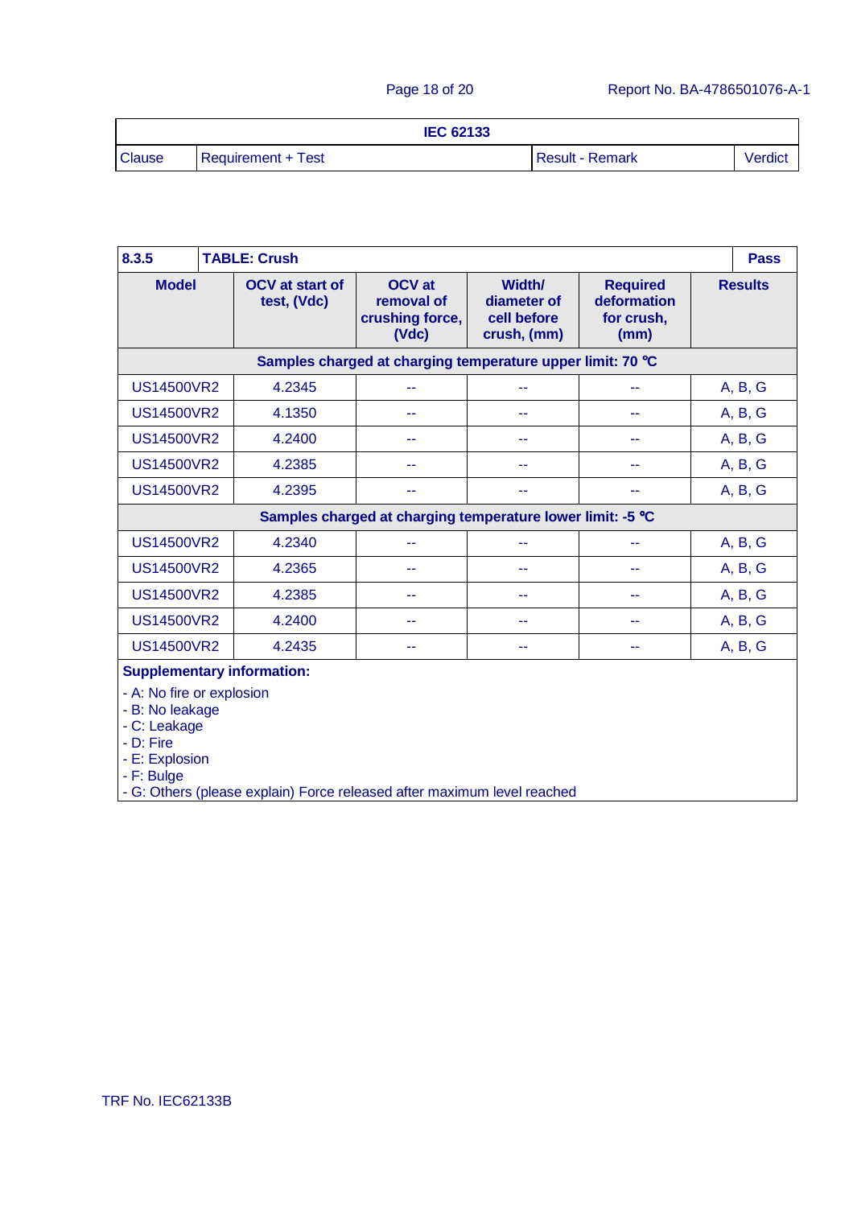| IEC 62133 | | | |
|---|---|---|---|
| Clause | Requirement + Test | Result - Remark | Verdict |

| 8.3.5 | TABLE: Crush | | | | Pass |
|---|---|---|---|---|---|
| **Model** | **OCV at start of test, (Vdc)** | **OCV at removal of crushing force, (Vdc)** | **Width/ diameter of cell before crush, (mm)** | **Required deformation for crush, (mm)** | **Results** |
| **Samples charged at charging temperature upper limit: 70 °C** | | | | | |
| US14500VR2 | 4.2345 | -- | -- | -- | A, B, G |
| US14500VR2 | 4.1350 | -- | -- | -- | A, B, G |
| US14500VR2 | 4.2400 | -- | -- | -- | A, B, G |
| US14500VR2 | 4.2385 | -- | -- | -- | A, B, G |
| US14500VR2 | 4.2395 | -- | -- | -- | A, B, G |
| **Samples charged at charging temperature lower limit: -5 °C** | | | | | |
| US14500VR2 | 4.2340 | -- | -- | -- | A, B, G |
| US14500VR2 | 4.2365 | -- | -- | -- | A, B, G |
| US14500VR2 | 4.2385 | -- | -- | -- | A, B, G |
| US14500VR2 | 4.2400 | -- | -- | -- | A, B, G |
| US14500VR2 | 4.2435 | -- | -- | -- | A, B, G |

**Supplementary information:**

- A: No fire or explosion
- B: No leakage
- C: Leakage
- D: Fire
- E: Explosion
- F: Bulge
- G: Others (please explain) Force released after maximum level reached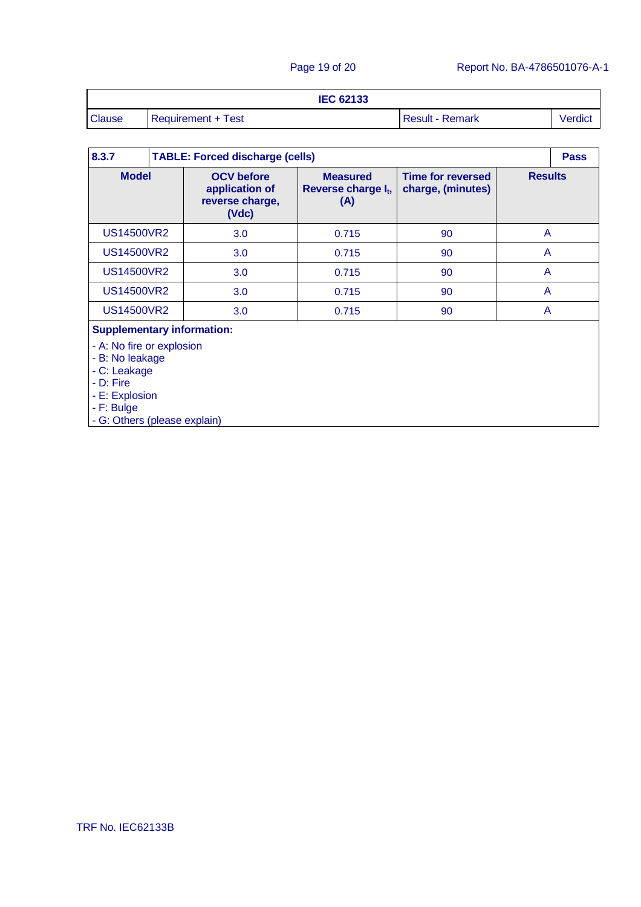| IEC 62133 | | | |
|---|---|---|---|
| Clause | Requirement + Test | Result - Remark | Verdict |

| 8.3.7 | TABLE: Forced discharge (cells) | | | Pass |
|---|---|---|---|---|
| **Model** | **OCV before application of reverse charge, (Vdc)** | **Measured Reverse charge $I_t$, (A)** | **Time for reversed charge, (minutes)** | **Results** |
| US14500VR2 | 3.0 | 0.715 | 90 | A |
| US14500VR2 | 3.0 | 0.715 | 90 | A |
| US14500VR2 | 3.0 | 0.715 | 90 | A |
| US14500VR2 | 3.0 | 0.715 | 90 | A |
| US14500VR2 | 3.0 | 0.715 | 90 | A |

**Supplementary information:**

- A: No fire or explosion
- B: No leakage
- C: Leakage
- D: Fire
- E: Explosion
- F: Bulge
- G: Others (please explain)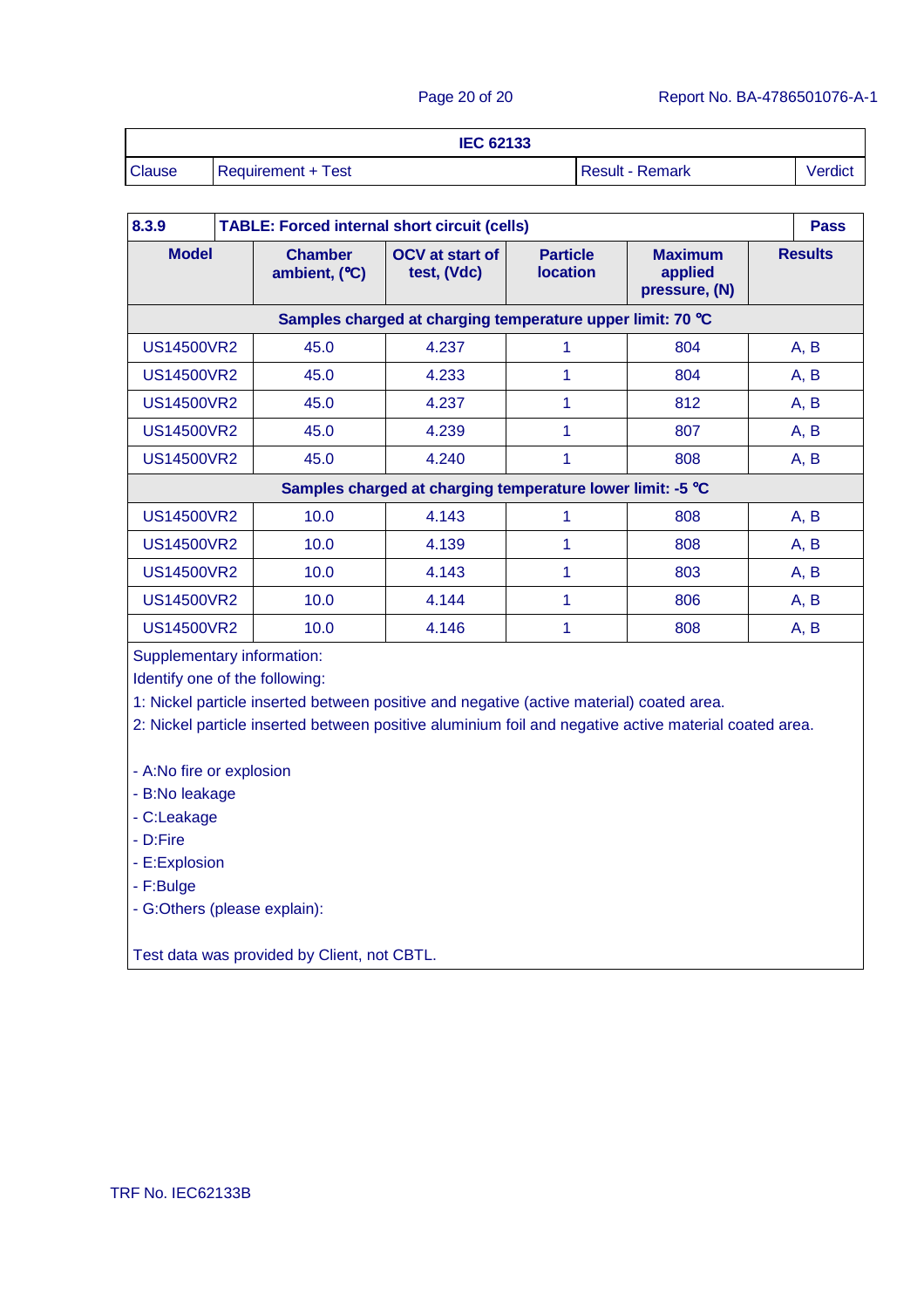| IEC 62133 | | | |
|---|---|---|---|
| Clause | Requirement + Test | Result - Remark | Verdict |

| 8.3.9 | TABLE: Forced internal short circuit (cells) | | | | Pass |
|---|---|---|---|---|---|
| **Model** | **Chamber ambient, (°C)** | **OCV at start of test, (Vdc)** | **Particle location** | **Maximum applied pressure, (N)** | **Results** |
| **Samples charged at charging temperature upper limit: 70 °C** | | | | | |
| US14500VR2 | 45.0 | 4.237 | 1 | 804 | A, B |
| US14500VR2 | 45.0 | 4.233 | 1 | 804 | A, B |
| US14500VR2 | 45.0 | 4.237 | 1 | 812 | A, B |
| US14500VR2 | 45.0 | 4.239 | 1 | 807 | A, B |
| US14500VR2 | 45.0 | 4.240 | 1 | 808 | A, B |
| **Samples charged at charging temperature lower limit: -5 °C** | | | | | |
| US14500VR2 | 10.0 | 4.143 | 1 | 808 | A, B |
| US14500VR2 | 10.0 | 4.139 | 1 | 808 | A, B |
| US14500VR2 | 10.0 | 4.143 | 1 | 803 | A, B |
| US14500VR2 | 10.0 | 4.144 | 1 | 806 | A, B |
| US14500VR2 | 10.0 | 4.146 | 1 | 808 | A, B |

Supplementary information:

Identify one of the following:

1: Nickel particle inserted between positive and negative (active material) coated area.

2: Nickel particle inserted between positive aluminium foil and negative active material coated area.

- A:No fire or explosion
- B:No leakage
- C:Leakage
- D:Fire
- E:Explosion
- F:Bulge
- G:Others (please explain):

Test data was provided by Client, not CBTL.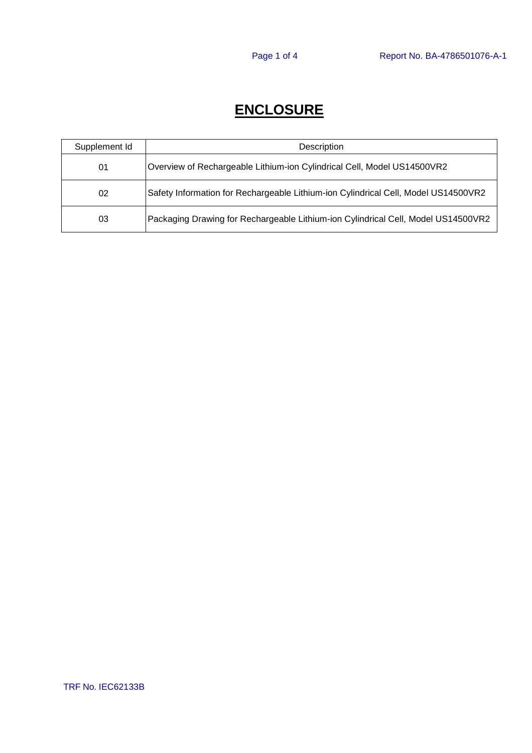# ENCLOSURE

| Supplement Id | Description |
| --- | --- |
| 01 | Overview of Rechargeable Lithium-ion Cylindrical Cell, Model US14500VR2 |
| 02 | Safety Information for Rechargeable Lithium-ion Cylindrical Cell, Model US14500VR2 |
| 03 | Packaging Drawing for Rechargeable Lithium-ion Cylindrical Cell, Model US14500VR2 |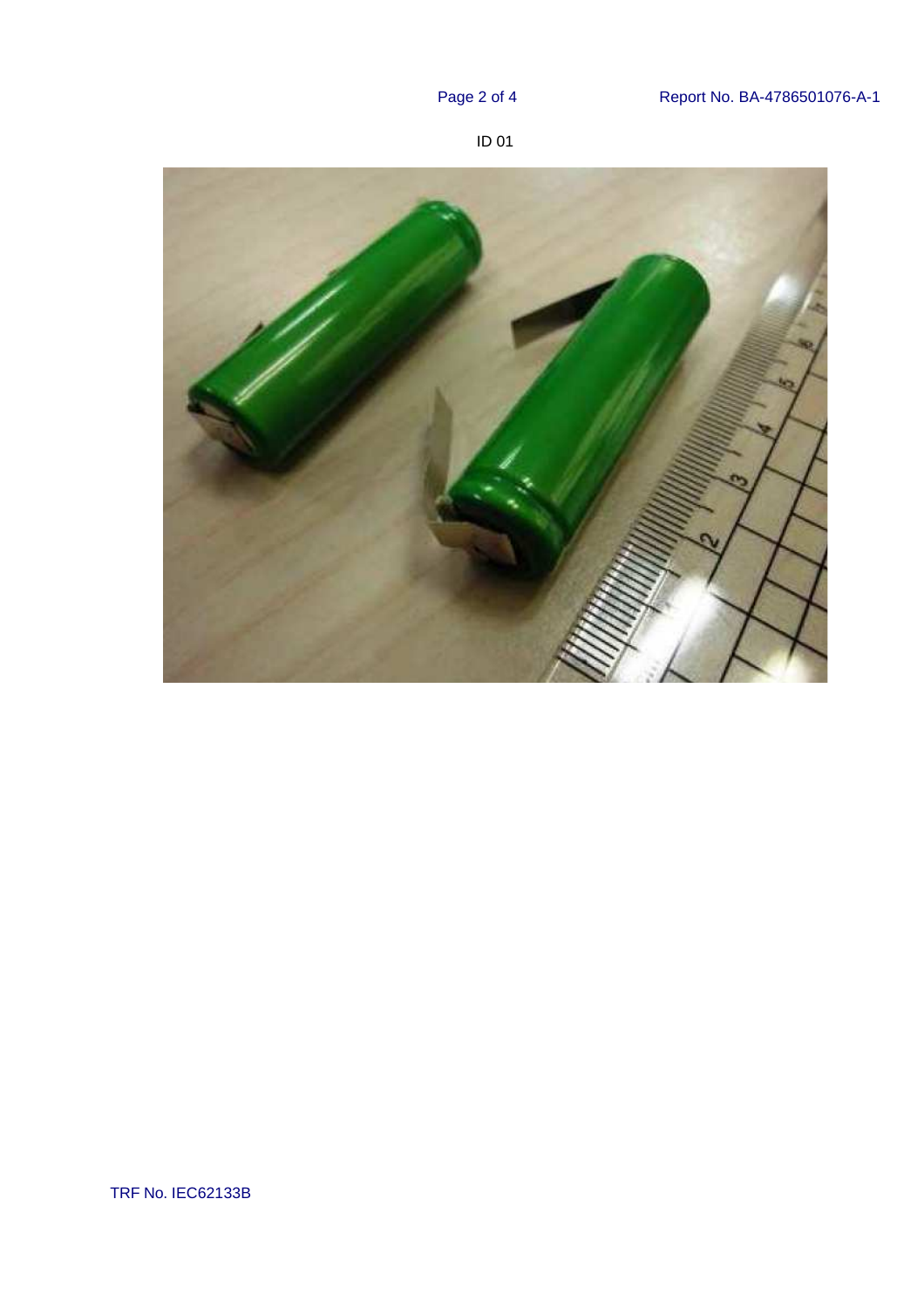ID 01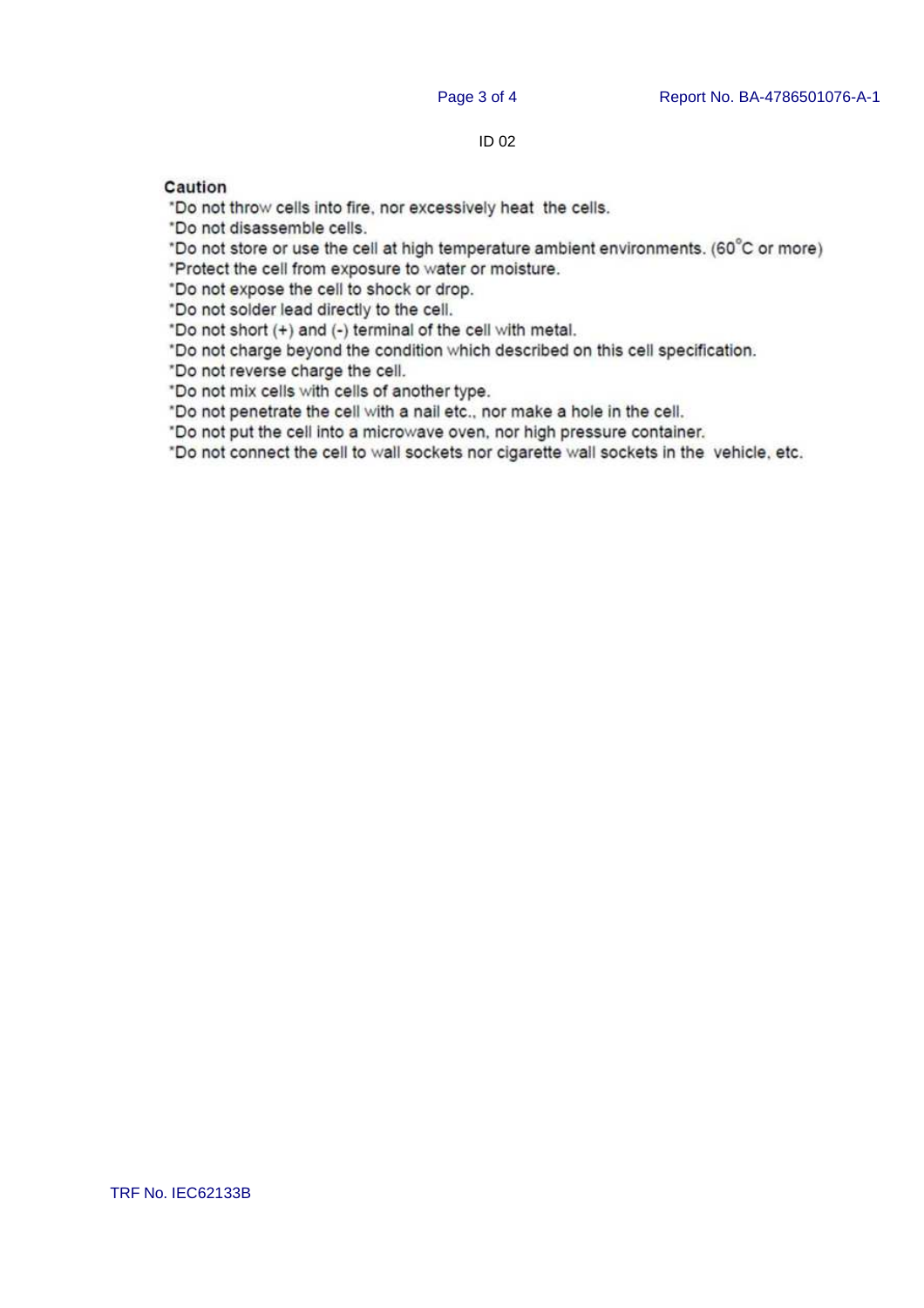ID 02

**Caution**

*Do not throw cells into fire, nor excessively heat the cells.
*Do not disassemble cells.
*Do not store or use the cell at high temperature ambient environments. (60°C or more)
*Protect the cell from exposure to water or moisture.
*Do not expose the cell to shock or drop.
*Do not solder lead directly to the cell.
*Do not short (+) and (-) terminal of the cell with metal.
*Do not charge beyond the condition which described on this cell specification.
*Do not reverse charge the cell.
*Do not mix cells with cells of another type.
*Do not penetrate the cell with a nail etc., nor make a hole in the cell.
*Do not put the cell into a microwave oven, nor high pressure container.
*Do not connect the cell to wall sockets nor cigarette wall sockets in the vehicle, etc.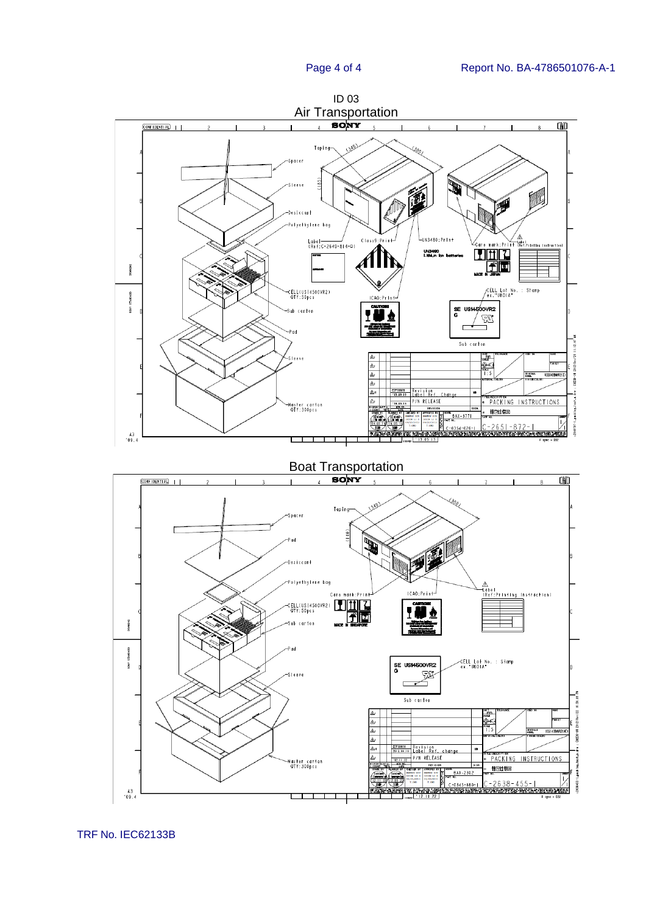ID 03

## Air Transportation

CONFIDENTIAL

SONY

Taping

(340)

(300)

(185)

Spacer

Sleeve

Desiccant

Polyethylene bag

Label (Ref:C-2649-814-0)

Class9:Print

UN3480:Print

UN3480 Lithium ion batteries

Care mark:Print

Label (Ref:Printing instruction)

MADE IN JAPAN

CELL(US14500VR2) QTY:50pcs

ICAO:Print

CAUTION!

CELL Lot No. : Stamp ex."UK01A"

Sub carton

SE US14500VR2 G

Sub carton

Pad

Sleeve

Master carton QTY:300pcs

Revision Label Ref. Change

P/N RELEASE

PACKING INSTRUCTIONS

BAX-3771

C-0354-026-1

C-2651-872-1

US14500VR2(E)

1:5

## Boat Transportation

CONFIDENTIAL

SONY

Taping

(340)

(300)

(140)

Spacer

Pad

Desiccant

Polyethylene bag

Care mark:Print

ICAO:Print

Label (Ref:Printing instruction)

CELL(US14500VR2) QTY:50pcs

Sub carton

MADE IN SINGAPORE

CAUTION!

Pad

CELL Lot No. : Stamp ex."UK01A"

SE US14500VR2 G

Sleeve

Sub carton

Master carton QTY:300pcs

Revision Label Ref. change

P/N RELEASE

PACKING INSTRUCTIONS

BAX-2302

C-0345-880-1

C-2638-455-1

US14500VR2(E)

1:5

TRF No. IEC62133B